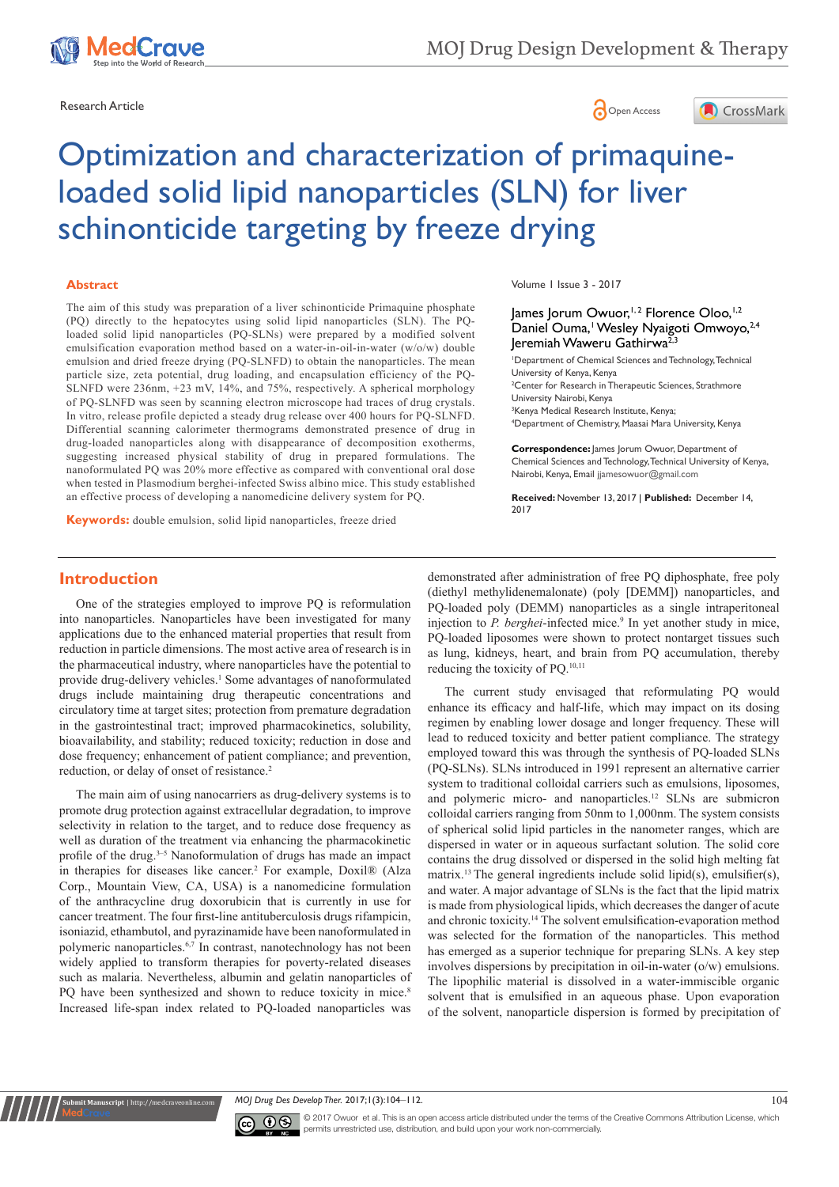Research Article

# Optimization and characterization of primaquine-loaded solid lipid nanoparticles (SLN) for liver schinonticide targeting by freeze drying

James Jorum Owuor,[1,2] Florence Oloo,[1,2] Daniel Ouma,[1] Wesley Nyaigoti Omwoyo,[2,4] Jeremiah Waweru Gathirwa[2,3]

[1]Department of Chemical Sciences and Technology, Technical University of Kenya, Kenya
[2]Center for Research in Therapeutic Sciences, Strathmore University Nairobi, Kenya
[3]Kenya Medical Research Institute, Kenya;
[4]Department of Chemistry, Maasai Mara University, Kenya

**Correspondence:** James Jorum Owuor, Department of Chemical Sciences and Technology, Technical University of Kenya, Nairobi, Kenya, Email jjamesowuor@gmail.com

**Received:** November 13, 2017 | **Published:** December 14, 2017

## Abstract

The aim of this study was preparation of a liver schinonticide Primaquine phosphate (PQ) directly to the hepatocytes using solid lipid nanoparticles (SLN). The PQ-loaded solid lipid nanoparticles (PQ-SLNs) were prepared by a modified solvent emulsification evaporation method based on a water-in-oil-in-water (w/o/w) double emulsion and dried freeze drying (PQ-SLNFD) to obtain the nanoparticles. The mean particle size, zeta potential, drug loading, and encapsulation efficiency of the PQ-SLNFD were 236nm, +23 mV, 14%, and 75%, respectively. A spherical morphology of PQ-SLNFD was seen by scanning electron microscope had traces of drug crystals. In vitro, release profile depicted a steady drug release over 400 hours for PQ-SLNFD. Differential scanning calorimeter thermograms demonstrated presence of drug in drug-loaded nanoparticles along with disappearance of decomposition exotherms, suggesting increased physical stability of drug in prepared formulations. The nanoformulated PQ was 20% more effective as compared with conventional oral dose when tested in Plasmodium berghei-infected Swiss albino mice. This study established an effective process of developing a nanomedicine delivery system for PQ.

**Keywords:** double emulsion, solid lipid nanoparticles, freeze dried

## Introduction

One of the strategies employed to improve PQ is reformulation into nanoparticles. Nanoparticles have been investigated for many applications due to the enhanced material properties that result from reduction in particle dimensions. The most active area of research is in the pharmaceutical industry, where nanoparticles have the potential to provide drug-delivery vehicles.[1] Some advantages of nanoformulated drugs include maintaining drug therapeutic concentrations and circulatory time at target sites; protection from premature degradation in the gastrointestinal tract; improved pharmacokinetics, solubility, bioavailability, and stability; reduced toxicity; reduction in dose and dose frequency; enhancement of patient compliance; and prevention, reduction, or delay of onset of resistance.[2]

The main aim of using nanocarriers as drug-delivery systems is to promote drug protection against extracellular degradation, to improve selectivity in relation to the target, and to reduce dose frequency as well as duration of the treatment via enhancing the pharmacokinetic profile of the drug.[3–5] Nanoformulation of drugs has made an impact in therapies for diseases like cancer.[2] For example, Doxil® (Alza Corp., Mountain View, CA, USA) is a nanomedicine formulation of the anthracycline drug doxorubicin that is currently in use for cancer treatment. The four first-line antituberculosis drugs rifampicin, isoniazid, ethambutol, and pyrazinamide have been nanoformulated in polymeric nanoparticles.[6,7] In contrast, nanotechnology has not been widely applied to transform therapies for poverty-related diseases such as malaria. Nevertheless, albumin and gelatin nanoparticles of PQ have been synthesized and shown to reduce toxicity in mice.[8] Increased life-span index related to PQ-loaded nanoparticles was demonstrated after administration of free PQ diphosphate, free poly (diethyl methylidenemalonate) (poly [DEMM]) nanoparticles, and PQ-loaded poly (DEMM) nanoparticles as a single intraperitoneal injection to *P. berghei*-infected mice.[9] In yet another study in mice, PQ-loaded liposomes were shown to protect nontarget tissues such as lung, kidneys, heart, and brain from PQ accumulation, thereby reducing the toxicity of PQ.[10,11]

The current study envisaged that reformulating PQ would enhance its efficacy and half-life, which may impact on its dosing regimen by enabling lower dosage and longer frequency. These will lead to reduced toxicity and better patient compliance. The strategy employed toward this was through the synthesis of PQ-loaded SLNs (PQ-SLNs). SLNs introduced in 1991 represent an alternative carrier system to traditional colloidal carriers such as emulsions, liposomes, and polymeric micro- and nanoparticles.[12] SLNs are submicron colloidal carriers ranging from 50nm to 1,000nm. The system consists of spherical solid lipid particles in the nanometer ranges, which are dispersed in water or in aqueous surfactant solution. The solid core contains the drug dissolved or dispersed in the solid high melting fat matrix.[13] The general ingredients include solid lipid(s), emulsifier(s), and water. A major advantage of SLNs is the fact that the lipid matrix is made from physiological lipids, which decreases the danger of acute and chronic toxicity.[14] The solvent emulsification-evaporation method was selected for the formation of the nanoparticles. This method has emerged as a superior technique for preparing SLNs. A key step involves dispersions by precipitation in oil-in-water (o/w) emulsions. The lipophilic material is dissolved in a water-immiscible organic solvent that is emulsified in an aqueous phase. Upon evaporation of the solvent, nanoparticle dispersion is formed by precipitation of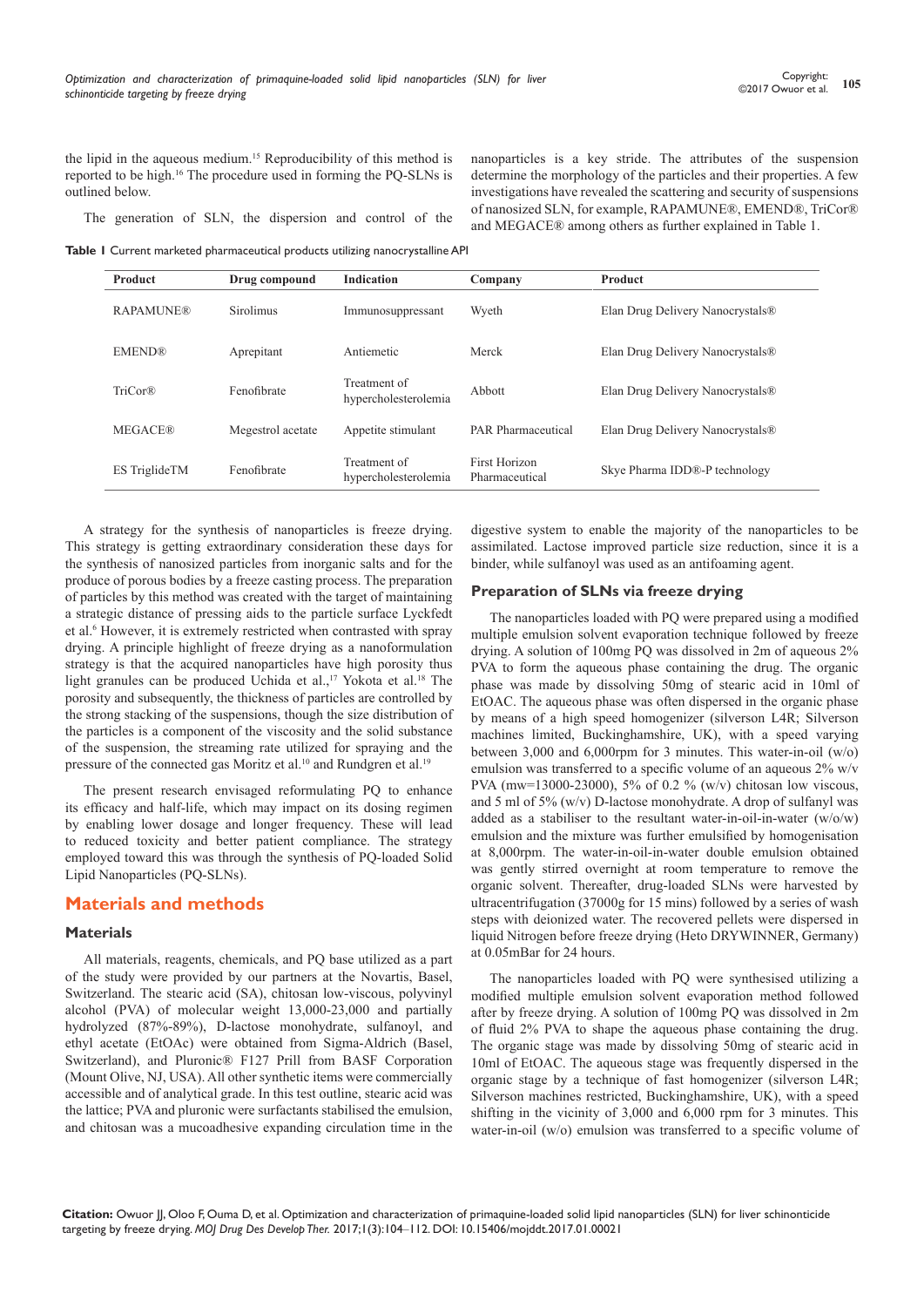the lipid in the aqueous medium.[15] Reproducibility of this method is reported to be high.[16] The procedure used in forming the PQ-SLNs is outlined below.

The generation of SLN, the dispersion and control of the nanoparticles is a key stride. The attributes of the suspension determine the morphology of the particles and their properties. A few investigations have revealed the scattering and security of suspensions of nanosized SLN, for example, RAPAMUNE®, EMEND®, TriCor® and MEGACE® among others as further explained in Table 1.

**Table 1** Current marketed pharmaceutical products utilizing nanocrystalline API

| Product | Drug compound | Indication | Company | Product |
|---|---|---|---|---|
| RAPAMUNE® | Sirolimus | Immunosuppressant | Wyeth | Elan Drug Delivery Nanocrystals® |
| EMEND® | Aprepitant | Antiemetic | Merck | Elan Drug Delivery Nanocrystals® |
| TriCor® | Fenofibrate | Treatment of hypercholesterolemia | Abbott | Elan Drug Delivery Nanocrystals® |
| MEGACE® | Megestrol acetate | Appetite stimulant | PAR Pharmaceutical | Elan Drug Delivery Nanocrystals® |
| ES TriglideTM | Fenofibrate | Treatment of hypercholesterolemia | First Horizon Pharmaceutical | Skye Pharma IDD®-P technology |

A strategy for the synthesis of nanoparticles is freeze drying. This strategy is getting extraordinary consideration these days for the synthesis of nanosized particles from inorganic salts and for the produce of porous bodies by a freeze casting process. The preparation of particles by this method was created with the target of maintaining a strategic distance of pressing aids to the particle surface Lyckfedt et al.[6] However, it is extremely restricted when contrasted with spray drying. A principle highlight of freeze drying as a nanoformulation strategy is that the acquired nanoparticles have high porosity thus light granules can be produced Uchida et al.,[17] Yokota et al.[18] The porosity and subsequently, the thickness of particles are controlled by the strong stacking of the suspensions, though the size distribution of the particles is a component of the viscosity and the solid substance of the suspension, the streaming rate utilized for spraying and the pressure of the connected gas Moritz et al.[10] and Rundgren et al.[19]

The present research envisaged reformulating PQ to enhance its efficacy and half-life, which may impact on its dosing regimen by enabling lower dosage and longer frequency. These will lead to reduced toxicity and better patient compliance. The strategy employed toward this was through the synthesis of PQ-loaded Solid Lipid Nanoparticles (PQ-SLNs).

## Materials and methods

### Materials

All materials, reagents, chemicals, and PQ base utilized as a part of the study were provided by our partners at the Novartis, Basel, Switzerland. The stearic acid (SA), chitosan low-viscous, polyvinyl alcohol (PVA) of molecular weight 13,000-23,000 and partially hydrolyzed (87%-89%), D-lactose monohydrate, sulfanoyl, and ethyl acetate (EtOAc) were obtained from Sigma-Aldrich (Basel, Switzerland), and Pluronic® F127 Prill from BASF Corporation (Mount Olive, NJ, USA). All other synthetic items were commercially accessible and of analytical grade. In this test outline, stearic acid was the lattice; PVA and pluronic were surfactants stabilised the emulsion, and chitosan was a mucoadhesive expanding circulation time in the digestive system to enable the majority of the nanoparticles to be assimilated. Lactose improved particle size reduction, since it is a binder, while sulfanoyl was used as an antifoaming agent.

### Preparation of SLNs via freeze drying

The nanoparticles loaded with PQ were prepared using a modified multiple emulsion solvent evaporation technique followed by freeze drying. A solution of 100mg PQ was dissolved in 2m of aqueous 2% PVA to form the aqueous phase containing the drug. The organic phase was made by dissolving 50mg of stearic acid in 10ml of EtOAC. The aqueous phase was often dispersed in the organic phase by means of a high speed homogenizer (silverson L4R; Silverson machines limited, Buckinghamshire, UK), with a speed varying between 3,000 and 6,000rpm for 3 minutes. This water-in-oil (w/o) emulsion was transferred to a specific volume of an aqueous 2% w/v PVA (mw=13000-23000), 5% of 0.2 % (w/v) chitosan low viscous, and 5 ml of 5% (w/v) D-lactose monohydrate. A drop of sulfanyl was added as a stabiliser to the resultant water-in-oil-in-water (w/o/w) emulsion and the mixture was further emulsified by homogenisation at 8,000rpm. The water-in-oil-in-water double emulsion obtained was gently stirred overnight at room temperature to remove the organic solvent. Thereafter, drug-loaded SLNs were harvested by ultracentrifugation (37000g for 15 mins) followed by a series of wash steps with deionized water. The recovered pellets were dispersed in liquid Nitrogen before freeze drying (Heto DRYWINNER, Germany) at 0.05mBar for 24 hours.

The nanoparticles loaded with PQ were synthesised utilizing a modified multiple emulsion solvent evaporation method followed after by freeze drying. A solution of 100mg PQ was dissolved in 2m of fluid 2% PVA to shape the aqueous phase containing the drug. The organic stage was made by dissolving 50mg of stearic acid in 10ml of EtOAC. The aqueous stage was frequently dispersed in the organic stage by a technique of fast homogenizer (silverson L4R; Silverson machines restricted, Buckinghamshire, UK), with a speed shifting in the vicinity of 3,000 and 6,000 rpm for 3 minutes. This water-in-oil (w/o) emulsion was transferred to a specific volume of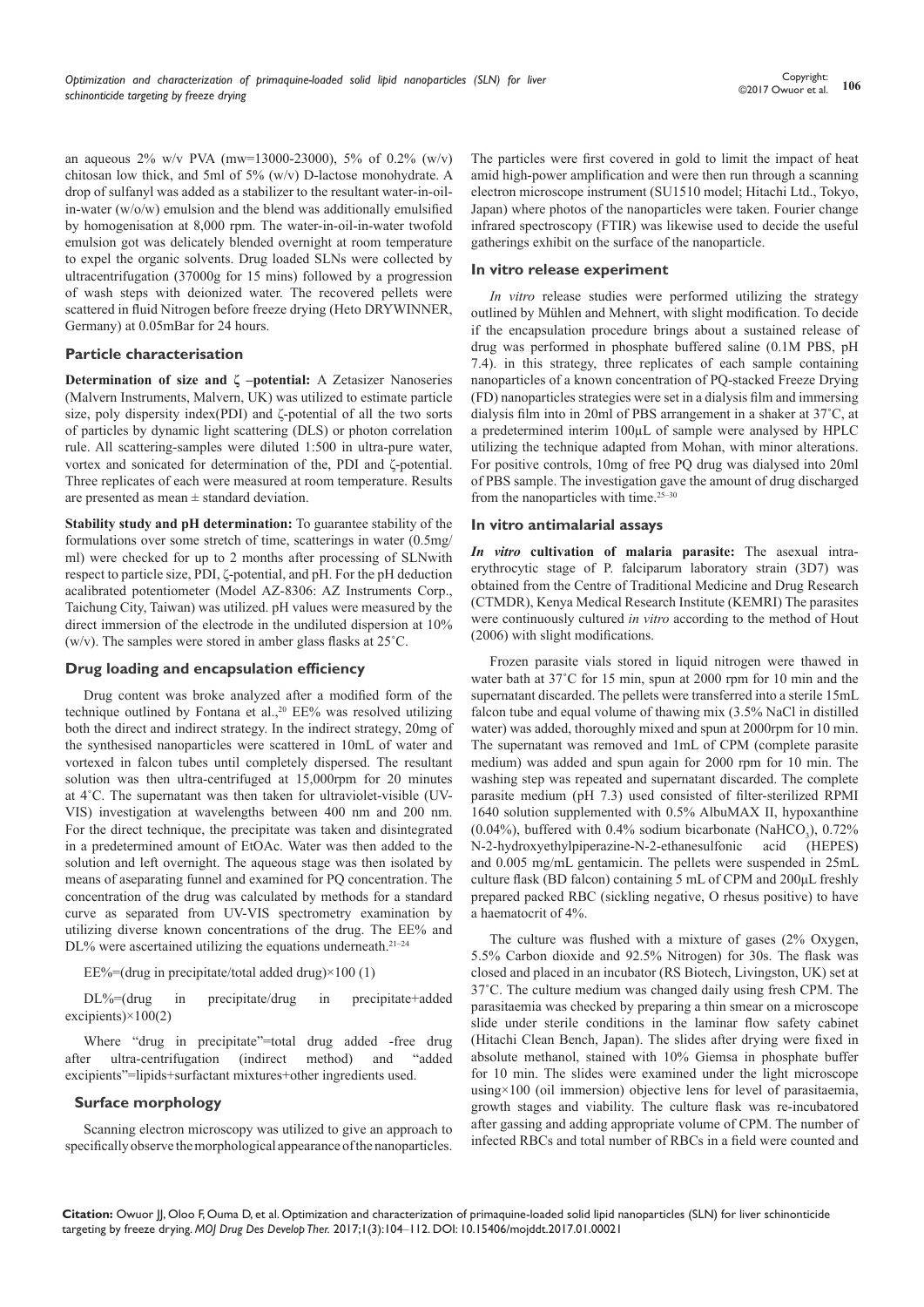an aqueous 2% w/v PVA (mw=13000-23000), 5% of 0.2% (w/v) chitosan low thick, and 5ml of 5% (w/v) D-lactose monohydrate. A drop of sulfanyl was added as a stabilizer to the resultant water-in-oil-in-water (w/o/w) emulsion and the blend was additionally emulsified by homogenisation at 8,000 rpm. The water-in-oil-in-water twofold emulsion got was delicately blended overnight at room temperature to expel the organic solvents. Drug loaded SLNs were collected by ultracentrifugation (37000g for 15 mins) followed by a progression of wash steps with deionized water. The recovered pellets were scattered in fluid Nitrogen before freeze drying (Heto DRYWINNER, Germany) at 0.05mBar for 24 hours.

## Particle characterisation

**Determination of size and ζ –potential:** A Zetasizer Nanoseries (Malvern Instruments, Malvern, UK) was utilized to estimate particle size, poly dispersity index(PDI) and ζ-potential of all the two sorts of particles by dynamic light scattering (DLS) or photon correlation rule. All scattering-samples were diluted 1:500 in ultra-pure water, vortex and sonicated for determination of the, PDI and ζ-potential. Three replicates of each were measured at room temperature. Results are presented as mean ± standard deviation.

**Stability study and pH determination:** To guarantee stability of the formulations over some stretch of time, scatterings in water (0.5mg/ml) were checked for up to 2 months after processing of SLNwith respect to particle size, PDI, ζ-potential, and pH. For the pH deduction acalibrated potentiometer (Model AZ-8306: AZ Instruments Corp., Taichung City, Taiwan) was utilized. pH values were measured by the direct immersion of the electrode in the undiluted dispersion at 10% (w/v). The samples were stored in amber glass flasks at 25˚C.

## Drug loading and encapsulation efficiency

Drug content was broke analyzed after a modified form of the technique outlined by Fontana et al.,[20] EE% was resolved utilizing both the direct and indirect strategy. In the indirect strategy, 20mg of the synthesised nanoparticles were scattered in 10mL of water and vortexed in falcon tubes until completely dispersed. The resultant solution was then ultra-centrifuged at 15,000rpm for 20 minutes at 4˚C. The supernatant was then taken for ultraviolet-visible (UV-VIS) investigation at wavelengths between 400 nm and 200 nm. For the direct technique, the precipitate was taken and disintegrated in a predetermined amount of EtOAc. Water was then added to the solution and left overnight. The aqueous stage was then isolated by means of aseparating funnel and examined for PQ concentration. The concentration of the drug was calculated by methods for a standard curve as separated from UV-VIS spectrometry examination by utilizing diverse known concentrations of the drug. The EE% and DL% were ascertained utilizing the equations underneath.[21–24]

EE%=(drug in precipitate/total added drug)×100 (1)

DL%=(drug in precipitate/drug in precipitate+added excipients)×100(2)

Where "drug in precipitate"=total drug added -free drug after ultra-centrifugation (indirect method) and "added excipients"=lipids+surfactant mixtures+other ingredients used.

## Surface morphology

Scanning electron microscopy was utilized to give an approach to specifically observe the morphological appearance of the nanoparticles. The particles were first covered in gold to limit the impact of heat amid high-power amplification and were then run through a scanning electron microscope instrument (SU1510 model; Hitachi Ltd., Tokyo, Japan) where photos of the nanoparticles were taken. Fourier change infrared spectroscopy (FTIR) was likewise used to decide the useful gatherings exhibit on the surface of the nanoparticle.

## In vitro release experiment

*In vitro* release studies were performed utilizing the strategy outlined by Mühlen and Mehnert, with slight modification. To decide if the encapsulation procedure brings about a sustained release of drug was performed in phosphate buffered saline (0.1M PBS, pH 7.4). in this strategy, three replicates of each sample containing nanoparticles of a known concentration of PQ-stacked Freeze Drying (FD) nanoparticles strategies were set in a dialysis film and immersing dialysis film into in 20ml of PBS arrangement in a shaker at 37˚C, at a predetermined interim 100µL of sample were analysed by HPLC utilizing the technique adapted from Mohan, with minor alterations. For positive controls, 10mg of free PQ drug was dialysed into 20ml of PBS sample. The investigation gave the amount of drug discharged from the nanoparticles with time.[25–30]

## In vitro antimalarial assays

***In vitro* cultivation of malaria parasite:** The asexual intra-erythrocytic stage of P. falciparum laboratory strain (3D7) was obtained from the Centre of Traditional Medicine and Drug Research (CTMDR), Kenya Medical Research Institute (KEMRI) The parasites were continuously cultured *in vitro* according to the method of Hout (2006) with slight modifications.

Frozen parasite vials stored in liquid nitrogen were thawed in water bath at 37˚C for 15 min, spun at 2000 rpm for 10 min and the supernatant discarded. The pellets were transferred into a sterile 15mL falcon tube and equal volume of thawing mix (3.5% NaCl in distilled water) was added, thoroughly mixed and spun at 2000rpm for 10 min. The supernatant was removed and 1mL of CPM (complete parasite medium) was added and spun again for 2000 rpm for 10 min. The washing step was repeated and supernatant discarded. The complete parasite medium (pH 7.3) used consisted of filter-sterilized RPMI 1640 solution supplemented with 0.5% AlbuMAX II, hypoxanthine (0.04%), buffered with 0.4% sodium bicarbonate ($NaHCO_3$), 0.72% N-2-hydroxyethylpiperazine-N-2-ethanesulfonic acid (HEPES) and 0.005 mg/mL gentamicin. The pellets were suspended in 25mL culture flask (BD falcon) containing 5 mL of CPM and 200µL freshly prepared packed RBC (sickling negative, O rhesus positive) to have a haematocrit of 4%.

The culture was flushed with a mixture of gases (2% Oxygen, 5.5% Carbon dioxide and 92.5% Nitrogen) for 30s. The flask was closed and placed in an incubator (RS Biotech, Livingston, UK) set at 37˚C. The culture medium was changed daily using fresh CPM. The parasitaemia was checked by preparing a thin smear on a microscope slide under sterile conditions in the laminar flow safety cabinet (Hitachi Clean Bench, Japan). The slides after drying were fixed in absolute methanol, stained with 10% Giemsa in phosphate buffer for 10 min. The slides were examined under the light microscope using×100 (oil immersion) objective lens for level of parasitaemia, growth stages and viability. The culture flask was re-incubatored after gassing and adding appropriate volume of CPM. The number of infected RBCs and total number of RBCs in a field were counted and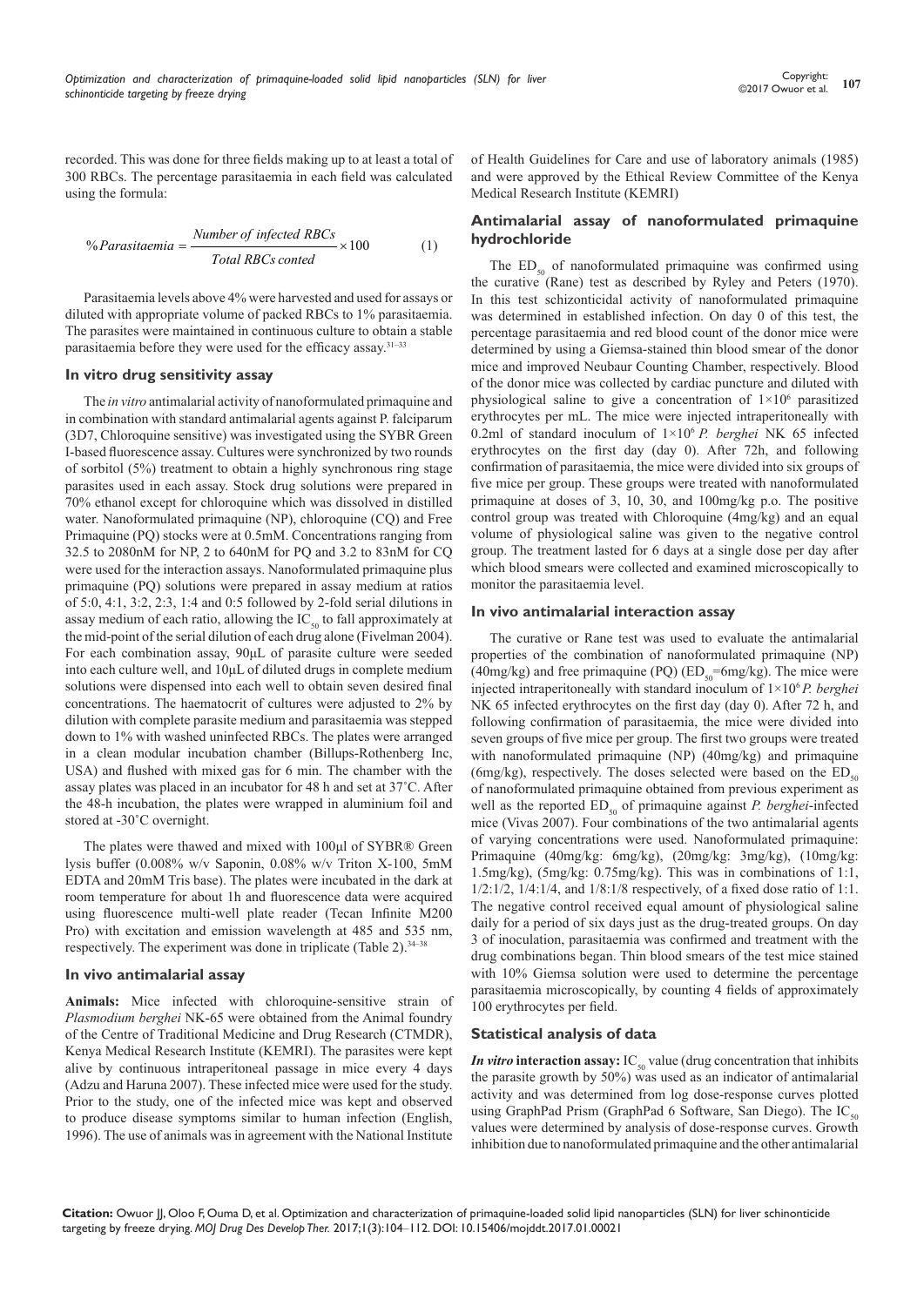recorded. This was done for three fields making up to at least a total of 300 RBCs. The percentage parasitaemia in each field was calculated using the formula:

$$\%Parasitaemia = \frac{Number\ of\ infected\ RBCs}{Total\ RBCs\ conted} \times 100 \qquad (1)$$

Parasitaemia levels above 4% were harvested and used for assays or diluted with appropriate volume of packed RBCs to 1% parasitaemia. The parasites were maintained in continuous culture to obtain a stable parasitaemia before they were used for the efficacy assay.[31–33]

### In vitro drug sensitivity assay

The *in vitro* antimalarial activity of nanoformulated primaquine and in combination with standard antimalarial agents against P. falciparum (3D7, Chloroquine sensitive) was investigated using the SYBR Green I-based fluorescence assay. Cultures were synchronized by two rounds of sorbitol (5%) treatment to obtain a highly synchronous ring stage parasites used in each assay. Stock drug solutions were prepared in 70% ethanol except for chloroquine which was dissolved in distilled water. Nanoformulated primaquine (NP), chloroquine (CQ) and Free Primaquine (PQ) stocks were at 0.5mM. Concentrations ranging from 32.5 to 2080nM for NP, 2 to 640nM for PQ and 3.2 to 83nM for CQ were used for the interaction assays. Nanoformulated primaquine plus primaquine (PQ) solutions were prepared in assay medium at ratios of 5:0, 4:1, 3:2, 2:3, 1:4 and 0:5 followed by 2-fold serial dilutions in assay medium of each ratio, allowing the $IC_{50}$ to fall approximately at the mid-point of the serial dilution of each drug alone (Fivelman 2004). For each combination assay, 90μL of parasite culture were seeded into each culture well, and 10μL of diluted drugs in complete medium solutions were dispensed into each well to obtain seven desired final concentrations. The haematocrit of cultures were adjusted to 2% by dilution with complete parasite medium and parasitaemia was stepped down to 1% with washed uninfected RBCs. The plates were arranged in a clean modular incubation chamber (Billups-Rothenberg Inc, USA) and flushed with mixed gas for 6 min. The chamber with the assay plates was placed in an incubator for 48 h and set at 37˚C. After the 48-h incubation, the plates were wrapped in aluminium foil and stored at -30˚C overnight.

The plates were thawed and mixed with 100μl of SYBR® Green lysis buffer (0.008% w/v Saponin, 0.08% w/v Triton X-100, 5mM EDTA and 20mM Tris base). The plates were incubated in the dark at room temperature for about 1h and fluorescence data were acquired using fluorescence multi-well plate reader (Tecan Infinite M200 Pro) with excitation and emission wavelength at 485 and 535 nm, respectively. The experiment was done in triplicate (Table 2).[34–38]

### In vivo antimalarial assay

**Animals:** Mice infected with chloroquine-sensitive strain of *Plasmodium berghei* NK-65 were obtained from the Animal foundry of the Centre of Traditional Medicine and Drug Research (CTMDR), Kenya Medical Research Institute (KEMRI). The parasites were kept alive by continuous intraperitoneal passage in mice every 4 days (Adzu and Haruna 2007). These infected mice were used for the study. Prior to the study, one of the infected mice was kept and observed to produce disease symptoms similar to human infection (English, 1996). The use of animals was in agreement with the National Institute of Health Guidelines for Care and use of laboratory animals (1985) and were approved by the Ethical Review Committee of the Kenya Medical Research Institute (KEMRI)

### Antimalarial assay of nanoformulated primaquine hydrochloride

The $ED_{50}$ of nanoformulated primaquine was confirmed using the curative (Rane) test as described by Ryley and Peters (1970). In this test schizonticidal activity of nanoformulated primaquine was determined in established infection. On day 0 of this test, the percentage parasitaemia and red blood count of the donor mice were determined by using a Giemsa-stained thin blood smear of the donor mice and improved Neubaur Counting Chamber, respectively. Blood of the donor mice was collected by cardiac puncture and diluted with physiological saline to give a concentration of $1\times10^6$ parasitized erythrocytes per mL. The mice were injected intraperitoneally with 0.2ml of standard inoculum of $1\times10^6$ *P. berghei* NK 65 infected erythrocytes on the first day (day 0). After 72h, and following confirmation of parasitaemia, the mice were divided into six groups of five mice per group. These groups were treated with nanoformulated primaquine at doses of 3, 10, 30, and 100mg/kg p.o. The positive control group was treated with Chloroquine (4mg/kg) and an equal volume of physiological saline was given to the negative control group. The treatment lasted for 6 days at a single dose per day after which blood smears were collected and examined microscopically to monitor the parasitaemia level.

### In vivo antimalarial interaction assay

The curative or Rane test was used to evaluate the antimalarial properties of the combination of nanoformulated primaquine (NP) (40mg/kg) and free primaquine (PQ) ($ED_{50}$=6mg/kg). The mice were injected intraperitoneally with standard inoculum of $1\times10^6$ *P. berghei* NK 65 infected erythrocytes on the first day (day 0). After 72 h, and following confirmation of parasitaemia, the mice were divided into seven groups of five mice per group. The first two groups were treated with nanoformulated primaquine (NP) (40mg/kg) and primaquine (6mg/kg), respectively. The doses selected were based on the $ED_{50}$ of nanoformulated primaquine obtained from previous experiment as well as the reported $ED_{50}$ of primaquine against *P. berghei*-infected mice (Vivas 2007). Four combinations of the two antimalarial agents of varying concentrations were used. Nanoformulated primaquine: Primaquine (40mg/kg: 6mg/kg), (20mg/kg: 3mg/kg), (10mg/kg: 1.5mg/kg), (5mg/kg: 0.75mg/kg). This was in combinations of 1:1, 1/2:1/2, 1/4:1/4, and 1/8:1/8 respectively, of a fixed dose ratio of 1:1. The negative control received equal amount of physiological saline daily for a period of six days just as the drug-treated groups. On day 3 of inoculation, parasitaemia was confirmed and treatment with the drug combinations began. Thin blood smears of the test mice stained with 10% Giemsa solution were used to determine the percentage parasitaemia microscopically, by counting 4 fields of approximately 100 erythrocytes per field.

### Statistical analysis of data

***In vitro* interaction assay:** $IC_{50}$ value (drug concentration that inhibits the parasite growth by 50%) was used as an indicator of antimalarial activity and was determined from log dose-response curves plotted using GraphPad Prism (GraphPad 6 Software, San Diego). The $IC_{50}$ values were determined by analysis of dose-response curves. Growth inhibition due to nanoformulated primaquine and the other antimalarial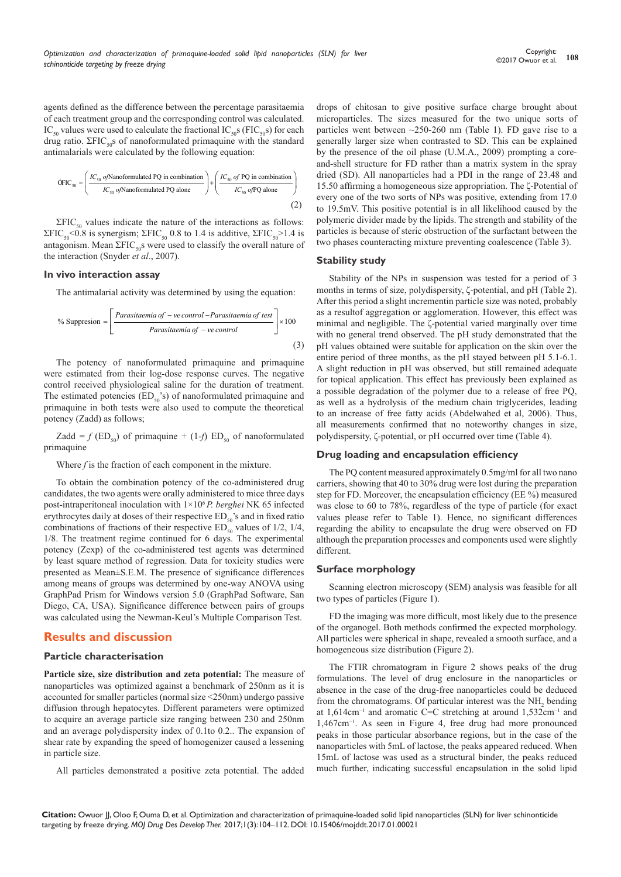agents defined as the difference between the percentage parasitaemia of each treatment group and the corresponding control was calculated. $IC_{50}$ values were used to calculate the fractional $IC_{50}$s ($FIC_{50}$s) for each drug ratio. $\Sigma FIC_{50}$s of nanoformulated primaquine with the standard antimalarials were calculated by the following equation:

$$\Sigma FIC_{50} = \left(\frac{IC_{50}\ of\ \text{Nanoformulated PQ in combination}}{IC_{50}\ of\ \text{Nanoformulated PQ alone}}\right) + \left(\frac{IC_{50}\ of\ \text{PQ in combination}}{IC_{50}\ of\ \text{PQ alone}}\right) \quad (2)$$

$\Sigma FIC_{50}$ values indicate the nature of the interactions as follows: $\Sigma FIC_{50}$<0.8 is synergism; $\Sigma FIC_{50}$ 0.8 to 1.4 is additive, $\Sigma FIC_{50}$>1.4 is antagonism. Mean $\Sigma FIC_{50}$s were used to classify the overall nature of the interaction (Snyder *et al*., 2007).

### In vivo interaction assay

The antimalarial activity was determined by using the equation:

$$\%\ \text{Suppression} = \left[\frac{\text{Parasitaemia of } -ve\ \text{control} - \text{Parasitaemia of test}}{\text{Parasitaemia of } -ve\ \text{control}}\right] \times 100 \quad (3)$$

The potency of nanoformulated primaquine and primaquine were estimated from their log-dose response curves. The negative control received physiological saline for the duration of treatment. The estimated potencies ($ED_{50}$'s) of nanoformulated primaquine and primaquine in both tests were also used to compute the theoretical potency (Zadd) as follows;

Zadd = $f$ ($ED_{50}$) of primaquine + (1-$f$) $ED_{50}$ of nanoformulated primaquine

Where $f$ is the fraction of each component in the mixture.

To obtain the combination potency of the co-administered drug candidates, the two agents were orally administered to mice three days post-intraperitoneal inoculation with $1\times10^6$ *P. berghei* NK 65 infected erythrocytes daily at doses of their respective $ED_{50}$'s and in fixed ratio combinations of fractions of their respective $ED_{50}$ values of 1/2, 1/4, 1/8. The treatment regime continued for 6 days. The experimental potency (Zexp) of the co-administered test agents was determined by least square method of regression. Data for toxicity studies were presented as Mean±S.E.M. The presence of significance differences among means of groups was determined by one-way ANOVA using GraphPad Prism for Windows version 5.0 (GraphPad Software, San Diego, CA, USA). Significance difference between pairs of groups was calculated using the Newman-Keul's Multiple Comparison Test.

## Results and discussion

### Particle characterisation

**Particle size, size distribution and zeta potential:** The measure of nanoparticles was optimized against a benchmark of 250nm as it is accounted for smaller particles (normal size <250nm) undergo passive diffusion through hepatocytes. Different parameters were optimized to acquire an average particle size ranging between 230 and 250nm and an average polydispersity index of 0.1to 0.2.. The expansion of shear rate by expanding the speed of homogenizer caused a lessening in particle size.

All particles demonstrated a positive zeta potential. The added drops of chitosan to give positive surface charge brought about microparticles. The sizes measured for the two unique sorts of particles went between ~250-260 nm (Table 1). FD gave rise to a generally larger size when contrasted to SD. This can be explained by the presence of the oil phase (U.M.A., 2009) prompting a core-and-shell structure for FD rather than a matrix system in the spray dried (SD). All nanoparticles had a PDI in the range of 23.48 and 15.50 affirming a homogeneous size appropriation. The ζ-Potential of every one of the two sorts of NPs was positive, extending from 17.0 to 19.5mV. This positive potential is in all likelihood caused by the polymeric divider made by the lipids. The strength and stability of the particles is because of steric obstruction of the surfactant between the two phases counteracting mixture preventing coalescence (Table 3).

### Stability study

Stability of the NPs in suspension was tested for a period of 3 months in terms of size, polydispersity, ζ-potential, and pH (Table 2). After this period a slight incrementin particle size was noted, probably as a resultof aggregation or agglomeration. However, this effect was minimal and negligible. The ζ-potential varied marginally over time with no general trend observed. The pH study demonstrated that the pH values obtained were suitable for application on the skin over the entire period of three months, as the pH stayed between pH 5.1-6.1. A slight reduction in pH was observed, but still remained adequate for topical application. This effect has previously been explained as a possible degradation of the polymer due to a release of free PQ, as well as a hydrolysis of the medium chain triglycerides, leading to an increase of free fatty acids (Abdelwahed et al, 2006). Thus, all measurements confirmed that no noteworthy changes in size, polydispersity, ζ-potential, or pH occurred over time (Table 4).

### Drug loading and encapsulation efficiency

The PQ content measured approximately 0.5mg/ml for all two nano carriers, showing that 40 to 30% drug were lost during the preparation step for FD. Moreover, the encapsulation efficiency (EE %) measured was close to 60 to 78%, regardless of the type of particle (for exact values please refer to Table 1). Hence, no significant differences regarding the ability to encapsulate the drug were observed on FD although the preparation processes and components used were slightly different.

### Surface morphology

Scanning electron microscopy (SEM) analysis was feasible for all two types of particles (Figure 1).

FD the imaging was more difficult, most likely due to the presence of the organogel. Both methods confirmed the expected morphology. All particles were spherical in shape, revealed a smooth surface, and a homogenous size distribution (Figure 2).

The FTIR chromatogram in Figure 2 shows peaks of the drug formulations. The level of drug enclosure in the nanoparticles or absence in the case of the drug-free nanoparticles could be deduced from the chromatograms. Of particular interest was the $NH_2$ bending at 1,614cm$^{-1}$ and aromatic C=C stretching at around 1,532cm$^{-1}$ and 1,467cm$^{-1}$. As seen in Figure 4, free drug had more pronounced peaks in those particular absorbance regions, but in the case of the nanoparticles with 5mL of lactose, the peaks appeared reduced. When 15mL of lactose was used as a structural binder, the peaks reduced much further, indicating successful encapsulation in the solid lipid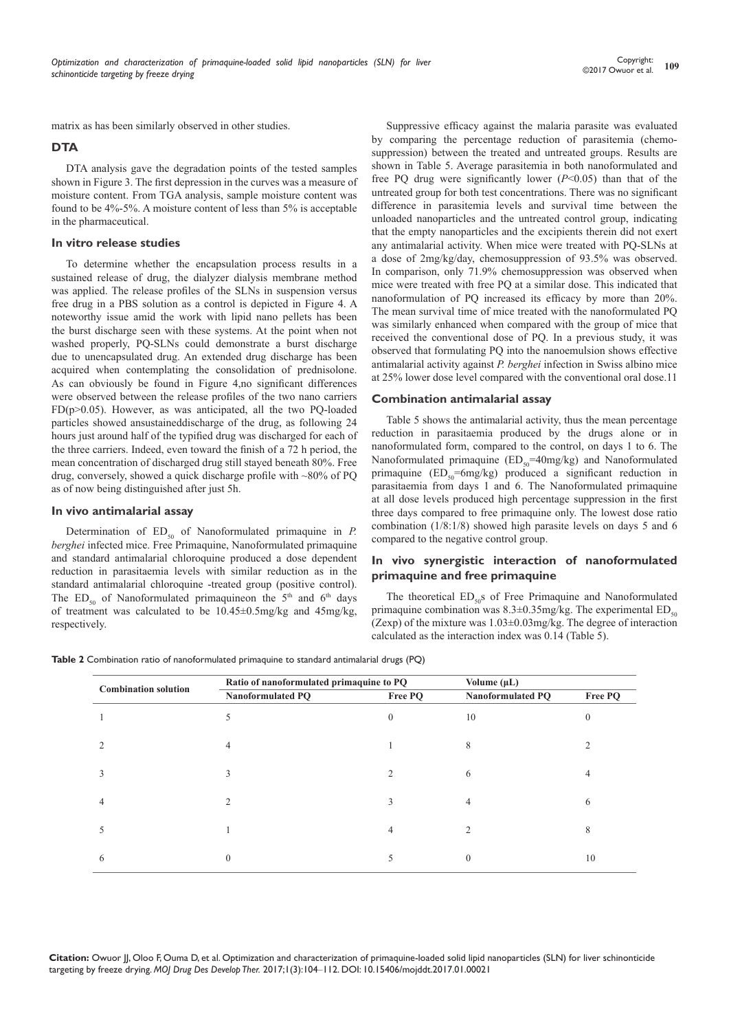matrix as has been similarly observed in other studies.

### DTA

DTA analysis gave the degradation points of the tested samples shown in Figure 3. The first depression in the curves was a measure of moisture content. From TGA analysis, sample moisture content was found to be 4%-5%. A moisture content of less than 5% is acceptable in the pharmaceutical.

### In vitro release studies

To determine whether the encapsulation process results in a sustained release of drug, the dialyzer dialysis membrane method was applied. The release profiles of the SLNs in suspension versus free drug in a PBS solution as a control is depicted in Figure 4. A noteworthy issue amid the work with lipid nano pellets has been the burst discharge seen with these systems. At the point when not washed properly, PQ-SLNs could demonstrate a burst discharge due to unencapsulated drug. An extended drug discharge has been acquired when contemplating the consolidation of prednisolone. As can obviously be found in Figure 4,no significant differences were observed between the release profiles of the two nano carriers FD($p>0.05$). However, as was anticipated, all the two PQ-loaded particles showed ansustaineddischarge of the drug, as following 24 hours just around half of the typified drug was discharged for each of the three carriers. Indeed, even toward the finish of a 72 h period, the mean concentration of discharged drug still stayed beneath 80%. Free drug, conversely, showed a quick discharge profile with ~80% of PQ as of now being distinguished after just 5h.

### In vivo antimalarial assay

Determination of $ED_{50}$ of Nanoformulated primaquine in *P. berghei* infected mice. Free Primaquine, Nanoformulated primaquine and standard antimalarial chloroquine produced a dose dependent reduction in parasitaemia levels with similar reduction as in the standard antimalarial chloroquine -treated group (positive control). The $ED_{50}$ of Nanoformulated primaquineon the 5th and 6th days of treatment was calculated to be 10.45±0.5mg/kg and 45mg/kg, respectively.

Suppressive efficacy against the malaria parasite was evaluated by comparing the percentage reduction of parasitemia (chemo-suppression) between the treated and untreated groups. Results are shown in Table 5. Average parasitemia in both nanoformulated and free PQ drug were significantly lower ($P<0.05$) than that of the untreated group for both test concentrations. There was no significant difference in parasitemia levels and survival time between the unloaded nanoparticles and the untreated control group, indicating that the empty nanoparticles and the excipients therein did not exert any antimalarial activity. When mice were treated with PQ-SLNs at a dose of 2mg/kg/day, chemosuppression of 93.5% was observed. In comparison, only 71.9% chemosuppression was observed when mice were treated with free PQ at a similar dose. This indicated that nanoformulation of PQ increased its efficacy by more than 20%. The mean survival time of mice treated with the nanoformulated PQ was similarly enhanced when compared with the group of mice that received the conventional dose of PQ. In a previous study, it was observed that formulating PQ into the nanoemulsion shows effective antimalarial activity against *P. berghei* infection in Swiss albino mice at 25% lower dose level compared with the conventional oral dose.11

### Combination antimalarial assay

Table 5 shows the antimalarial activity, thus the mean percentage reduction in parasitaemia produced by the drugs alone or in nanoformulated form, compared to the control, on days 1 to 6. The Nanoformulated primaquine ($ED_{50}$=40mg/kg) and Nanoformulated primaquine ($ED_{50}$=6mg/kg) produced a significant reduction in parasitaemia from days 1 and 6. The Nanoformulated primaquine at all dose levels produced high percentage suppression in the first three days compared to free primaquine only. The lowest dose ratio combination (1/8:1/8) showed high parasite levels on days 5 and 6 compared to the negative control group.

### In vivo synergistic interaction of nanoformulated primaquine and free primaquine

The theoretical $ED_{50}$s of Free Primaquine and Nanoformulated primaquine combination was 8.3±0.35mg/kg. The experimental $ED_{50}$ (Zexp) of the mixture was 1.03±0.03mg/kg. The degree of interaction calculated as the interaction index was 0.14 (Table 5).

**Table 2** Combination ratio of nanoformulated primaquine to standard antimalarial drugs (PQ)

| Combination solution | Ratio of nanoformulated primaquine to PQ | | Volume (µL) | |
|---|---|---|---|---|
| | Nanoformulated PQ | Free PQ | Nanoformulated PQ | Free PQ |
| 1 | 5 | 0 | 10 | 0 |
| 2 | 4 | 1 | 8 | 2 |
| 3 | 3 | 2 | 6 | 4 |
| 4 | 2 | 3 | 4 | 6 |
| 5 | 1 | 4 | 2 | 8 |
| 6 | 0 | 5 | 0 | 10 |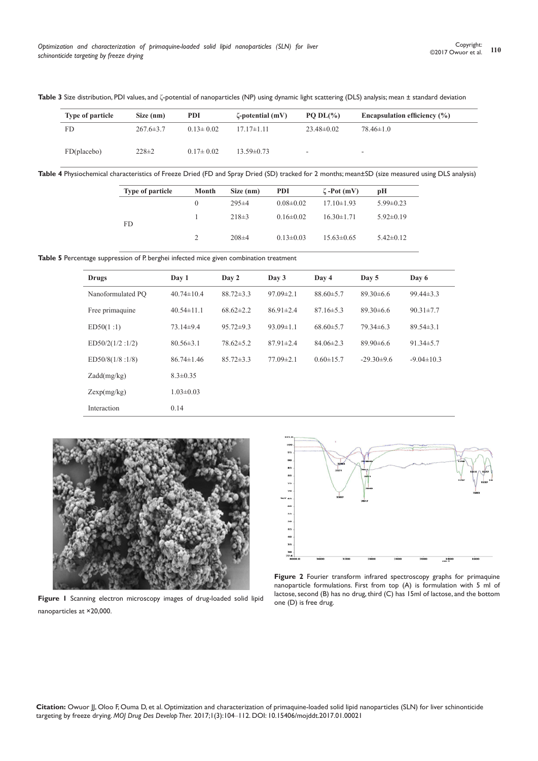**Table 3** Size distribution, PDI values, and ζ-potential of nanoparticles (NP) using dynamic light scattering (DLS) analysis; mean ± standard deviation

| Type of particle | Size (nm) | PDI | ζ-potential (mV) | PQ DL(%) | Encapsulation efficiency (%) |
|---|---|---|---|---|---|
| FD | 267.6±3.7 | 0.13± 0.02 | 17.17±1.11 | 23.48±0.02 | 78.46±1.0 |
| FD(placebo) | 228±2 | 0.17± 0.02 | 13.59±0.73 | - | - |

**Table 4** Physiochemical characteristics of Freeze Dried (FD and Spray Dried (SD) tracked for 2 months; mean±SD (size measured using DLS analysis)

| Type of particle | Month | Size (nm) | PDI | ζ -Pot (mV) | pH |
|---|---|---|---|---|---|
| FD | 0 | 295±4 | 0.08±0.02 | 17.10±1.93 | 5.99±0.23 |
| | 1 | 218±3 | 0.16±0.02 | 16.30±1.71 | 5.92±0.19 |
| | 2 | 208±4 | 0.13±0.03 | 15.63±0.65 | 5.42±0.12 |

**Table 5** Percentage suppression of P. berghei infected mice given combination treatment

| Drugs | Day 1 | Day 2 | Day 3 | Day 4 | Day 5 | Day 6 |
|---|---|---|---|---|---|---|
| Nanoformulated PQ | 40.74±10.4 | 88.72±3.3 | 97.09±2.1 | 88.60±5.7 | 89.30±6.6 | 99.44±3.3 |
| Free primaquine | 40.54±11.1 | 68.62±2.2 | 86.91±2.4 | 87.16±5.3 | 89.30±6.6 | 90.31±7.7 |
| ED50(1 :1) | 73.14±9.4 | 95.72±9.3 | 93.09±1.1 | 68.60±5.7 | 79.34±6.3 | 89.54±3.1 |
| ED50/2(1/2 :1/2) | 80.56±3.1 | 78.62±5.2 | 87.91±2.4 | 84.06±2.3 | 89.90±6.6 | 91.34±5.7 |
| ED50/8(1/8 :1/8) | 86.74±1.46 | 85.72±3.3 | 77.09±2.1 | 0.60±15.7 | -29.30±9.6 | -9.04±10.3 |
| Zadd(mg/kg) | 8.3±0.35 | | | | | |
| Zexp(mg/kg) | 1.03±0.03 | | | | | |
| Interaction | 0.14 | | | | | |

**Figure 1** Scanning electron microscopy images of drug-loaded solid lipid nanoparticles at ×20,000.

**Figure 2** Fourier transform infrared spectroscopy graphs for primaquine nanoparticle formulations. First from top (A) is formulation with 5 ml of lactose, second (B) has no drug, third (C) has 15ml of lactose, and the bottom one (D) is free drug.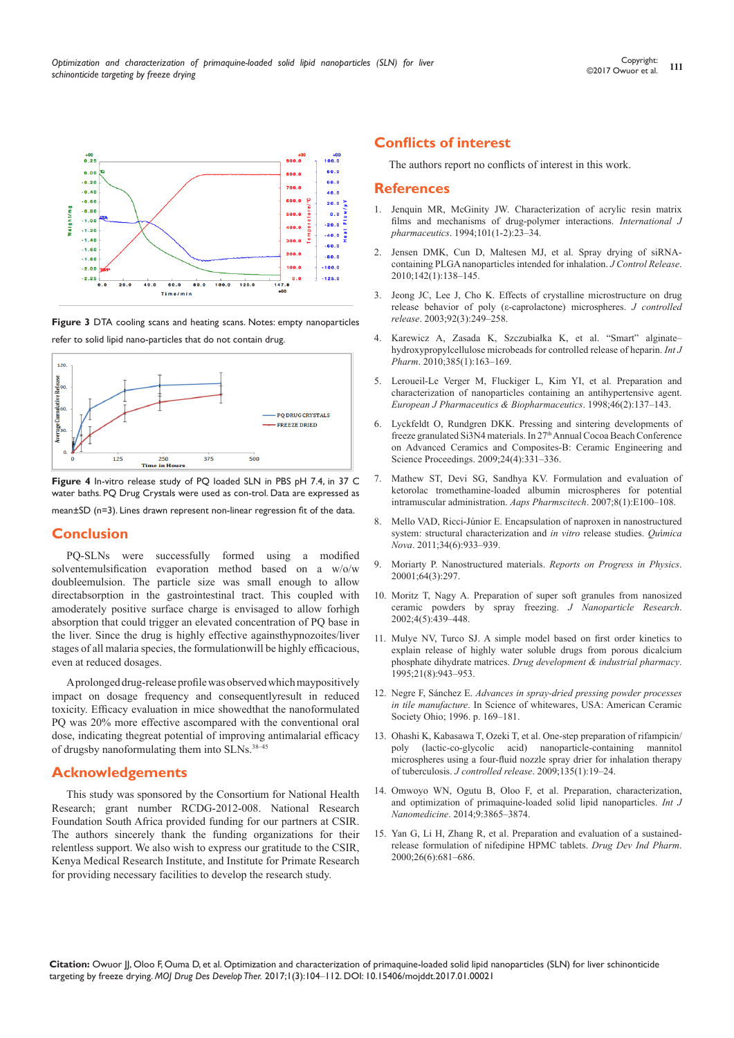Figure 3 DTA cooling scans and heating scans. Notes: empty nanoparticles refer to solid lipid nano-particles that do not contain drug.

Figure 4 In-vitro release study of PQ loaded SLN in PBS pH 7.4, in 37 C water baths. PQ Drug Crystals were used as con-trol. Data are expressed as mean±SD (n=3). Lines drawn represent non-linear regression fit of the data.

## Conclusion

PQ-SLNs were successfully formed using a modified solventemulsification evaporation method based on a w/o/w doubleemulsion. The particle size was small enough to allow directabsorption in the gastrointestinal tract. This coupled with amoderately positive surface charge is envisaged to allow forhigh absorption that could trigger an elevated concentration of PQ base in the liver. Since the drug is highly effective againsthypnozoites/liver stages of all malaria species, the formulationwill be highly efficacious, even at reduced dosages.

A prolonged drug-release profile was observed which maypositively impact on dosage frequency and consequentlyresult in reduced toxicity. Efficacy evaluation in mice showedthat the nanoformulated PQ was 20% more effective ascompared with the conventional oral dose, indicating thegreat potential of improving antimalarial efficacy of drugsby nanoformulating them into SLNs.[38–45]

## Acknowledgements

This study was sponsored by the Consortium for National Health Research; grant number RCDG-2012-008. National Research Foundation South Africa provided funding for our partners at CSIR. The authors sincerely thank the funding organizations for their relentless support. We also wish to express our gratitude to the CSIR, Kenya Medical Research Institute, and Institute for Primate Research for providing necessary facilities to develop the research study.

## Conflicts of interest

The authors report no conflicts of interest in this work.

## References

1. Jenquin MR, McGinity JW. Characterization of acrylic resin matrix films and mechanisms of drug-polymer interactions. *International J pharmaceutics*. 1994;101(1-2):23–34.
2. Jensen DMK, Cun D, Maltesen MJ, et al. Spray drying of siRNA-containing PLGA nanoparticles intended for inhalation. *J Control Release*. 2010;142(1):138–145.
3. Jeong JC, Lee J, Cho K. Effects of crystalline microstructure on drug release behavior of poly (ε-caprolactone) microspheres. *J controlled release*. 2003;92(3):249–258.
4. Karewicz A, Zasada K, Szczubiałka K, et al. "Smart" alginate–hydroxypropylcellulose microbeads for controlled release of heparin. *Int J Pharm*. 2010;385(1):163–169.
5. Lerouеil-Le Verger M, Fluckiger L, Kim YI, et al. Preparation and characterization of nanoparticles containing an antihypertensive agent. *European J Pharmaceutics & Biopharmaceutics*. 1998;46(2):137–143.
6. Lyckfeldt O, Rundgren DKK. Pressing and sintering developments of freeze granulated Si3N4 materials. In 27th Annual Cocoa Beach Conference on Advanced Ceramics and Composites-B: Ceramic Engineering and Science Proceedings. 2009;24(4):331–336.
7. Mathew ST, Devi SG, Sandhya KV. Formulation and evaluation of ketorolac tromethamine-loaded albumin microspheres for potential intramuscular administration. *Aaps Pharmscitech*. 2007;8(1):E100–108.
8. Mello VAD, Ricci-Júnior E. Encapsulation of naproxen in nanostructured system: structural characterization and *in vitro* release studies. *Química Nova*. 2011;34(6):933–939.
9. Moriarty P. Nanostructured materials. *Reports on Progress in Physics*. 20001;64(3):297.
10. Moritz T, Nagy A. Preparation of super soft granules from nanosized ceramic powders by spray freezing. *J Nanoparticle Research*. 2002;4(5):439–448.
11. Mulye NV, Turco SJ. A simple model based on first order kinetics to explain release of highly water soluble drugs from porous dicalcium phosphate dihydrate matrices. *Drug development & industrial pharmacy*. 1995;21(8):943–953.
12. Negre F, Sánchez E. *Advances in spray-dried pressing powder processes in tile manufacture*. In Science of whitewares, USA: American Ceramic Society Ohio; 1996. p. 169–181.
13. Ohashi K, Kabasawa T, Ozeki T, et al. One-step preparation of rifampicin/poly (lactic-co-glycolic acid) nanoparticle-containing mannitol microspheres using a four-fluid nozzle spray drier for inhalation therapy of tuberculosis. *J controlled release*. 2009;135(1):19–24.
14. Omwoyo WN, Ogutu B, Oloo F, et al. Preparation, characterization, and optimization of primaquine-loaded solid lipid nanoparticles. *Int J Nanomedicine*. 2014;9:3865–3874.
15. Yan G, Li H, Zhang R, et al. Preparation and evaluation of a sustained-release formulation of nifedipine HPMC tablets. *Drug Dev Ind Pharm*. 2000;26(6):681–686.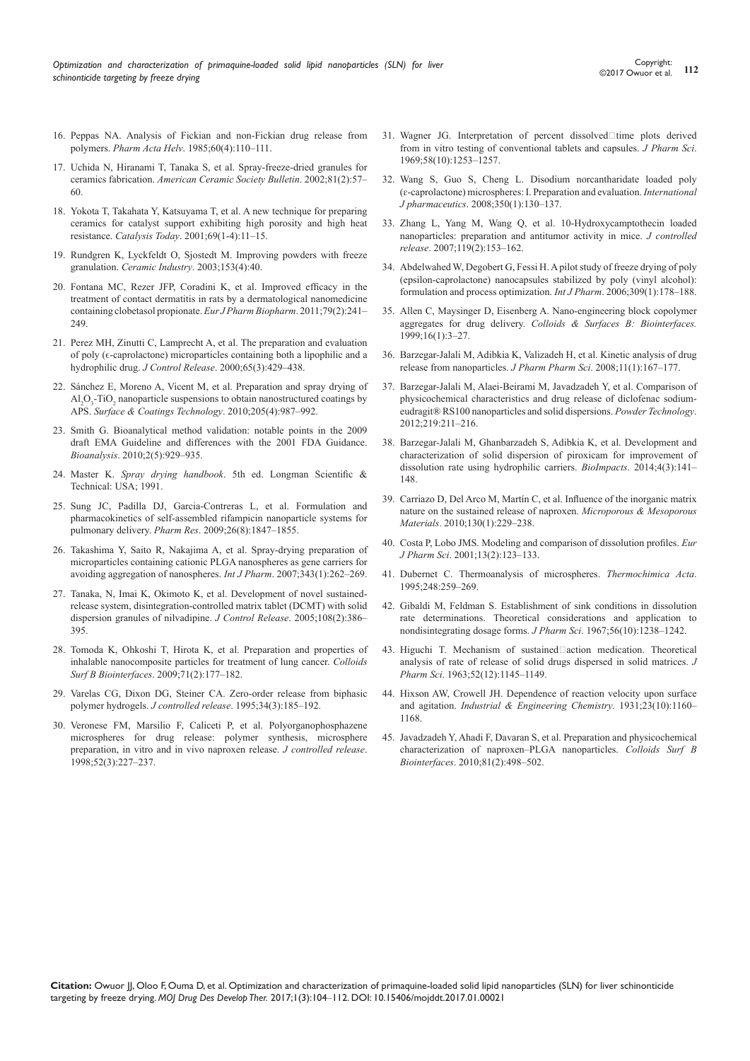16. Peppas NA. Analysis of Fickian and non-Fickian drug release from polymers. *Pharm Acta Helv*. 1985;60(4):110–111.
17. Uchida N, Hiranami T, Tanaka S, et al. Spray-freeze-dried granules for ceramics fabrication. *American Ceramic Society Bulletin*. 2002;81(2):57–60.
18. Yokota T, Takahata Y, Katsuyama T, et al. A new technique for preparing ceramics for catalyst support exhibiting high porosity and high heat resistance. *Catalysis Today*. 2001;69(1-4):11–15.
19. Rundgren K, Lyckfeldt O, Sjostedt M. Improving powders with freeze granulation. *Ceramic Industry*. 2003;153(4):40.
20. Fontana MC, Rezer JFP, Coradini K, et al. Improved efficacy in the treatment of contact dermatitis in rats by a dermatological nanomedicine containing clobetasol propionate. *Eur J Pharm Biopharm*. 2011;79(2):241–249.
21. Perez MH, Zinutti C, Lamprecht A, et al. The preparation and evaluation of poly (ϵ-caprolactone) microparticles containing both a lipophilic and a hydrophilic drug. *J Control Release*. 2000;65(3):429–438.
22. Sánchez E, Moreno A, Vicent M, et al. Preparation and spray drying of $Al_2O_3$-$TiO_2$ nanoparticle suspensions to obtain nanostructured coatings by APS. *Surface & Coatings Technology*. 2010;205(4):987–992.
23. Smith G. Bioanalytical method validation: notable points in the 2009 draft EMA Guideline and differences with the 2001 FDA Guidance. *Bioanalysis*. 2010;2(5):929–935.
24. Master K. *Spray drying handbook*. 5th ed. Longman Scientific & Technical: USA; 1991.
25. Sung JC, Padilla DJ, Garcia-Contreras L, et al. Formulation and pharmacokinetics of self-assembled rifampicin nanoparticle systems for pulmonary delivery. *Pharm Res*. 2009;26(8):1847–1855.
26. Takashima Y, Saito R, Nakajima A, et al. Spray-drying preparation of microparticles containing cationic PLGA nanospheres as gene carriers for avoiding aggregation of nanospheres. *Int J Pharm*. 2007;343(1):262–269.
27. Tanaka, N, Imai K, Okimoto K, et al. Development of novel sustained-release system, disintegration-controlled matrix tablet (DCMT) with solid dispersion granules of nilvadipine. *J Control Release*. 2005;108(2):386–395.
28. Tomoda K, Ohkoshi T, Hirota K, et al. Preparation and properties of inhalable nanocomposite particles for treatment of lung cancer. *Colloids Surf B Biointerfaces*. 2009;71(2):177–182.
29. Varelas CG, Dixon DG, Steiner CA. Zero-order release from biphasic polymer hydrogels. *J controlled release*. 1995;34(3):185–192.
30. Veronese FM, Marsilio F, Caliceti P, et al. Polyorganophosphazene microspheres for drug release: polymer synthesis, microsphere preparation, in vitro and in vivo naproxen release. *J controlled release*. 1998;52(3):227–237.
31. Wagner JG. Interpretation of percent dissolved‐time plots derived from in vitro testing of conventional tablets and capsules. *J Pharm Sci*. 1969;58(10):1253–1257.
32. Wang S, Guo S, Cheng L. Disodium norcantharidate loaded poly (ε-caprolactone) microspheres: I. Preparation and evaluation. *International J pharmaceutics*. 2008;350(1):130–137.
33. Zhang L, Yang M, Wang Q, et al. 10-Hydroxycamptothecin loaded nanoparticles: preparation and antitumor activity in mice. *J controlled release*. 2007;119(2):153–162.
34. Abdelwahed W, Degobert G, Fessi H. A pilot study of freeze drying of poly (epsilon-caprolactone) nanocapsules stabilized by poly (vinyl alcohol): formulation and process optimization. *Int J Pharm*. 2006;309(1):178–188.
35. Allen C, Maysinger D, Eisenberg A. Nano-engineering block copolymer aggregates for drug delivery. *Colloids & Surfaces B: Biointerfaces.* 1999;16(1):3–27.
36. Barzegar-Jalali M, Adibkia K, Valizadeh H, et al. Kinetic analysis of drug release from nanoparticles. *J Pharm Pharm Sci*. 2008;11(1):167–177.
37. Barzegar-Jalali M, Alaei-Beirami M, Javadzadeh Y, et al. Comparison of physicochemical characteristics and drug release of diclofenac sodium-eudragit® RS100 nanoparticles and solid dispersions. *Powder Technology*. 2012;219:211–216.
38. Barzegar-Jalali M, Ghanbarzadeh S, Adibkia K, et al. Development and characterization of solid dispersion of piroxicam for improvement of dissolution rate using hydrophilic carriers. *BioImpacts*. 2014;4(3):141–148.
39. Carriazo D, Del Arco M, Martín C, et al. Influence of the inorganic matrix nature on the sustained release of naproxen. *Microporous & Mesoporous Materials*. 2010;130(1):229–238.
40. Costa P, Lobo JMS. Modeling and comparison of dissolution profiles. *Eur J Pharm Sci*. 2001;13(2):123–133.
41. Dubernet C. Thermoanalysis of microspheres. *Thermochimica Acta*. 1995;248:259–269.
42. Gibaldi M, Feldman S. Establishment of sink conditions in dissolution rate determinations. Theoretical considerations and application to nondisintegrating dosage forms. *J Pharm Sci*. 1967;56(10):1238–1242.
43. Higuchi T. Mechanism of sustained‐action medication. Theoretical analysis of rate of release of solid drugs dispersed in solid matrices. *J Pharm Sci*. 1963;52(12):1145–1149.
44. Hixson AW, Crowell JH. Dependence of reaction velocity upon surface and agitation. *Industrial & Engineering Chemistry*. 1931;23(10):1160–1168.
45. Javadzadeh Y, Ahadi F, Davaran S, et al. Preparation and physicochemical characterization of naproxen–PLGA nanoparticles. *Colloids Surf B Biointerfaces*. 2010;81(2):498–502.